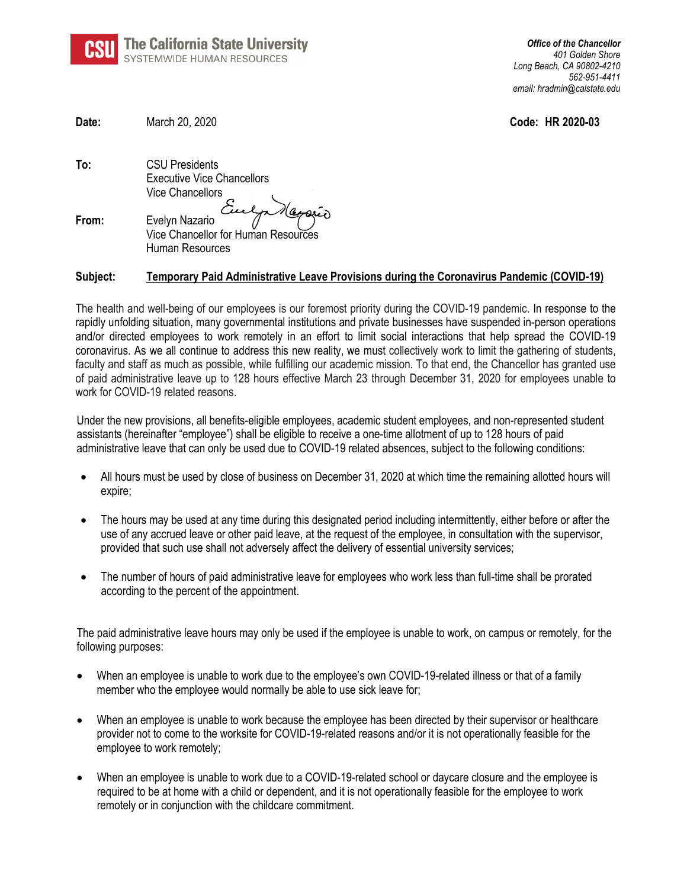**CSU The California State University**
SYSTEMWIDE HUMAN RESOURCES

*Office of the Chancellor*
*401 Golden Shore*
*Long Beach, CA 90802-4210*
*562-951-4411*
*email: hradmin@calstate.edu*

**Date:** March 20, 2020 **Code: HR 2020-03**

**To:** CSU Presidents
Executive Vice Chancellors
Vice Chancellors

**From:** Evelyn Nazario
Vice Chancellor for Human Resources
Human Resources

**Subject:** **Temporary Paid Administrative Leave Provisions during the Coronavirus Pandemic (COVID-19)**

The health and well-being of our employees is our foremost priority during the COVID-19 pandemic. In response to the rapidly unfolding situation, many governmental institutions and private businesses have suspended in-person operations and/or directed employees to work remotely in an effort to limit social interactions that help spread the COVID-19 coronavirus. As we all continue to address this new reality, we must collectively work to limit the gathering of students, faculty and staff as much as possible, while fulfilling our academic mission. To that end, the Chancellor has granted use of paid administrative leave up to 128 hours effective March 23 through December 31, 2020 for employees unable to work for COVID-19 related reasons.

Under the new provisions, all benefits-eligible employees, academic student employees, and non-represented student assistants (hereinafter "employee") shall be eligible to receive a one-time allotment of up to 128 hours of paid administrative leave that can only be used due to COVID-19 related absences, subject to the following conditions:

- All hours must be used by close of business on December 31, 2020 at which time the remaining allotted hours will expire;
- The hours may be used at any time during this designated period including intermittently, either before or after the use of any accrued leave or other paid leave, at the request of the employee, in consultation with the supervisor, provided that such use shall not adversely affect the delivery of essential university services;
- The number of hours of paid administrative leave for employees who work less than full-time shall be prorated according to the percent of the appointment.

The paid administrative leave hours may only be used if the employee is unable to work, on campus or remotely, for the following purposes:

- When an employee is unable to work due to the employee's own COVID-19-related illness or that of a family member who the employee would normally be able to use sick leave for;
- When an employee is unable to work because the employee has been directed by their supervisor or healthcare provider not to come to the worksite for COVID-19-related reasons and/or it is not operationally feasible for the employee to work remotely;
- When an employee is unable to work due to a COVID-19-related school or daycare closure and the employee is required to be at home with a child or dependent, and it is not operationally feasible for the employee to work remotely or in conjunction with the childcare commitment.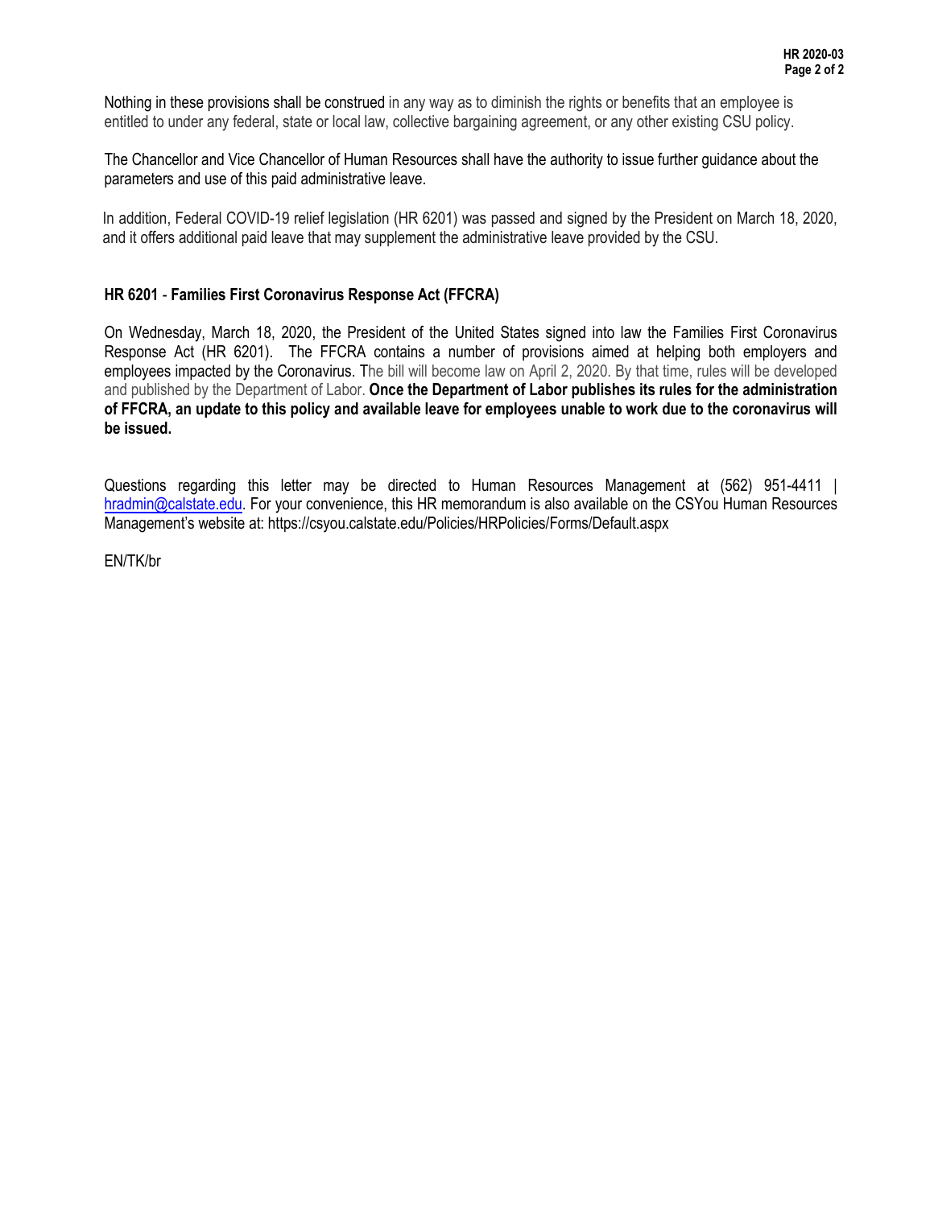Nothing in these provisions shall be construed in any way as to diminish the rights or benefits that an employee is entitled to under any federal, state or local law, collective bargaining agreement, or any other existing CSU policy.

The Chancellor and Vice Chancellor of Human Resources shall have the authority to issue further guidance about the parameters and use of this paid administrative leave.

In addition, Federal COVID-19 relief legislation (HR 6201) was passed and signed by the President on March 18, 2020, and it offers additional paid leave that may supplement the administrative leave provided by the CSU.

**HR 6201 - Families First Coronavirus Response Act (FFCRA)**

On Wednesday, March 18, 2020, the President of the United States signed into law the Families First Coronavirus Response Act (HR 6201). The FFCRA contains a number of provisions aimed at helping both employers and employees impacted by the Coronavirus. The bill will become law on April 2, 2020. By that time, rules will be developed and published by the Department of Labor. **Once the Department of Labor publishes its rules for the administration of FFCRA, an update to this policy and available leave for employees unable to work due to the coronavirus will be issued.**

Questions regarding this letter may be directed to Human Resources Management at (562) 951-4411 | hradmin@calstate.edu. For your convenience, this HR memorandum is also available on the CSYou Human Resources Management's website at: https://csyou.calstate.edu/Policies/HRPolicies/Forms/Default.aspx

EN/TK/br